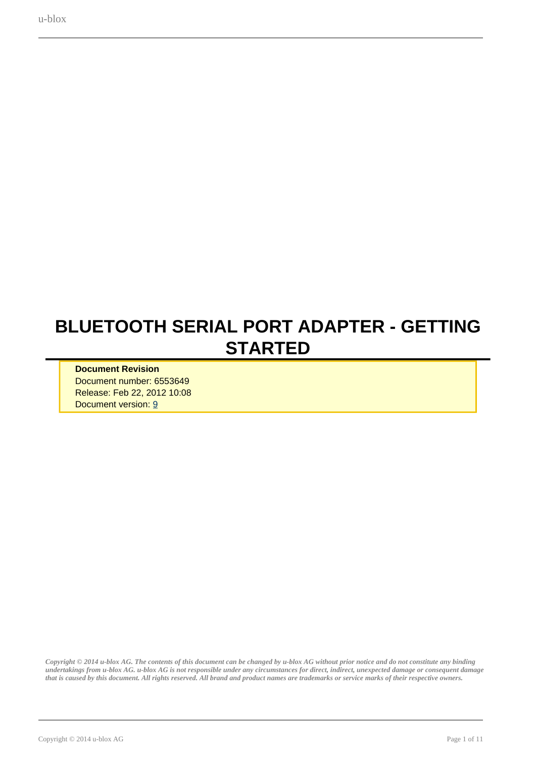# BLUETOOTH SERIAL PORT ADAPTER - GETTING STARTED

**Document Revision**
Document number: 6553649
Release: Feb 22, 2012 10:08
Document version: 9

*Copyright © 2014 u-blox AG. The contents of this document can be changed by u-blox AG without prior notice and do not constitute any binding undertakings from u-blox AG. u-blox AG is not responsible under any circumstances for direct, indirect, unexpected damage or consequent damage that is caused by this document. All rights reserved. All brand and product names are trademarks or service marks of their respective owners.*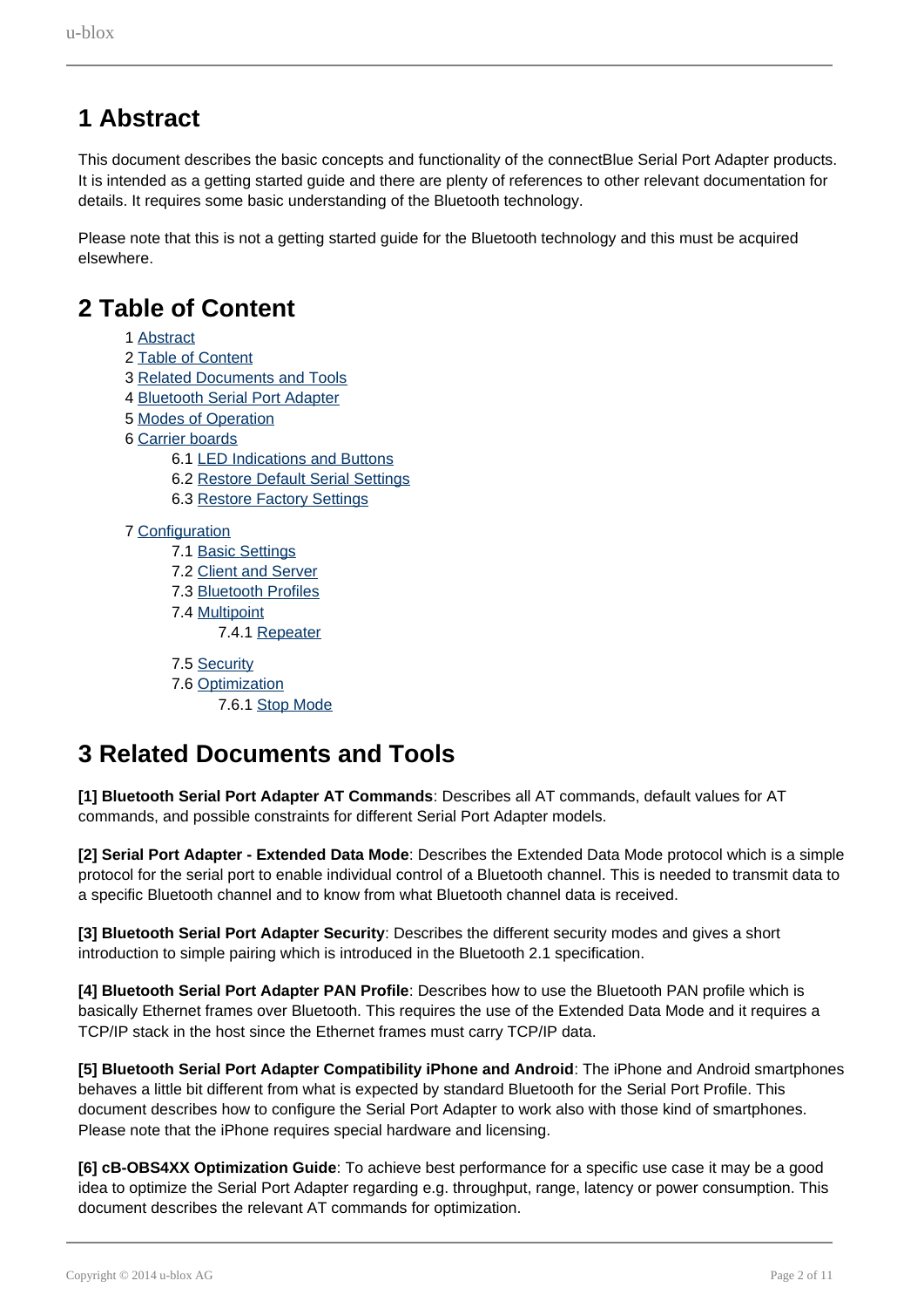# 1 Abstract

This document describes the basic concepts and functionality of the connectBlue Serial Port Adapter products. It is intended as a getting started guide and there are plenty of references to other relevant documentation for details. It requires some basic understanding of the Bluetooth technology.

Please note that this is not a getting started guide for the Bluetooth technology and this must be acquired elsewhere.

# 2 Table of Content

- 1 Abstract
- 2 Table of Content
- 3 Related Documents and Tools
- 4 Bluetooth Serial Port Adapter
- 5 Modes of Operation
- 6 Carrier boards
  - 6.1 LED Indications and Buttons
  - 6.2 Restore Default Serial Settings
  - 6.3 Restore Factory Settings
- 7 Configuration
  - 7.1 Basic Settings
  - 7.2 Client and Server
  - 7.3 Bluetooth Profiles
  - 7.4 Multipoint
    - 7.4.1 Repeater
  - 7.5 Security
  - 7.6 Optimization
    - 7.6.1 Stop Mode

# 3 Related Documents and Tools

**[1] Bluetooth Serial Port Adapter AT Commands**: Describes all AT commands, default values for AT commands, and possible constraints for different Serial Port Adapter models.

**[2] Serial Port Adapter - Extended Data Mode**: Describes the Extended Data Mode protocol which is a simple protocol for the serial port to enable individual control of a Bluetooth channel. This is needed to transmit data to a specific Bluetooth channel and to know from what Bluetooth channel data is received.

**[3] Bluetooth Serial Port Adapter Security**: Describes the different security modes and gives a short introduction to simple pairing which is introduced in the Bluetooth 2.1 specification.

**[4] Bluetooth Serial Port Adapter PAN Profile**: Describes how to use the Bluetooth PAN profile which is basically Ethernet frames over Bluetooth. This requires the use of the Extended Data Mode and it requires a TCP/IP stack in the host since the Ethernet frames must carry TCP/IP data.

**[5] Bluetooth Serial Port Adapter Compatibility iPhone and Android**: The iPhone and Android smartphones behaves a little bit different from what is expected by standard Bluetooth for the Serial Port Profile. This document describes how to configure the Serial Port Adapter to work also with those kind of smartphones. Please note that the iPhone requires special hardware and licensing.

**[6] cB-OBS4XX Optimization Guide**: To achieve best performance for a specific use case it may be a good idea to optimize the Serial Port Adapter regarding e.g. throughput, range, latency or power consumption. This document describes the relevant AT commands for optimization.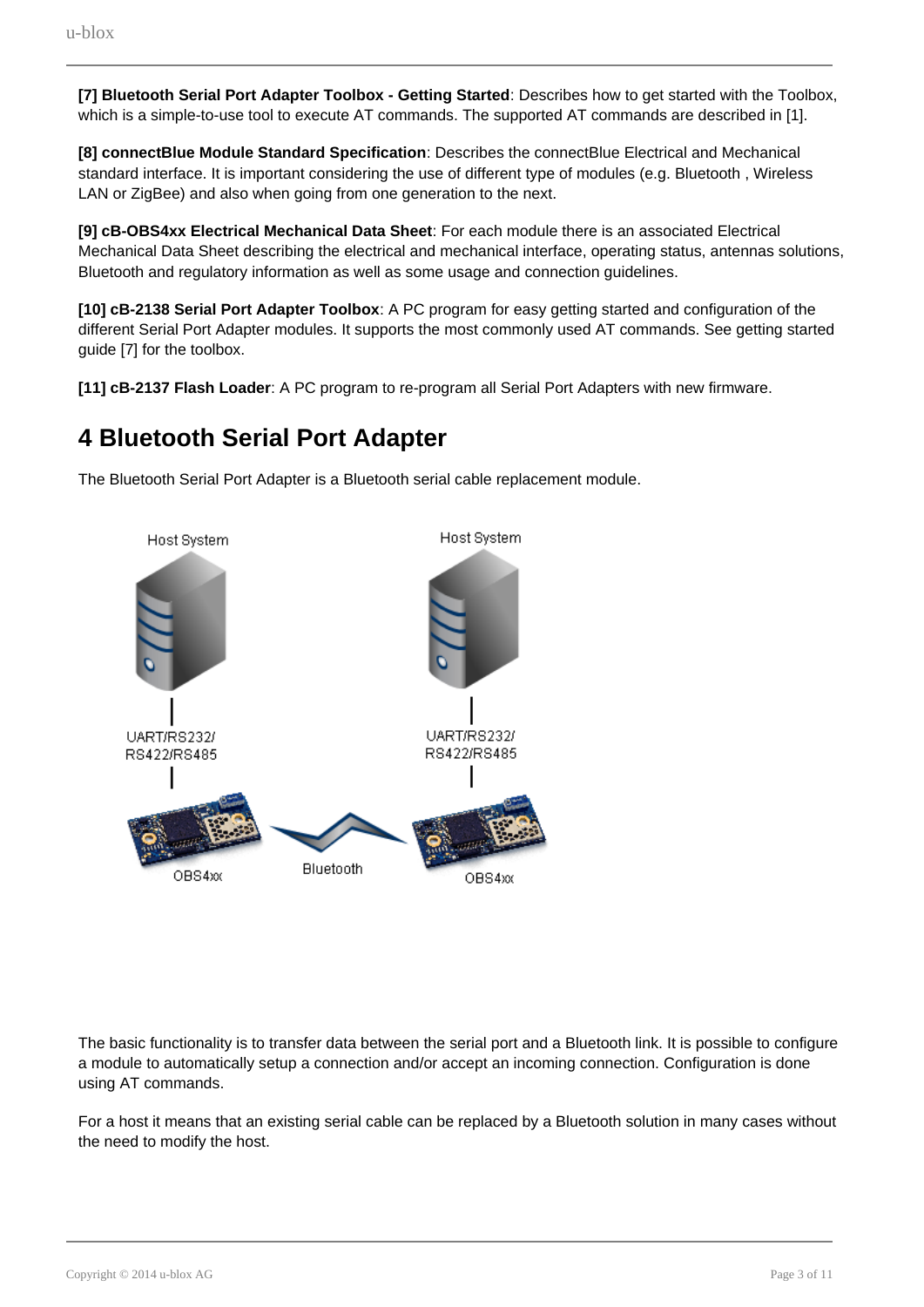**[7] Bluetooth Serial Port Adapter Toolbox - Getting Started**: Describes how to get started with the Toolbox, which is a simple-to-use tool to execute AT commands. The supported AT commands are described in [1].

**[8] connectBlue Module Standard Specification**: Describes the connectBlue Electrical and Mechanical standard interface. It is important considering the use of different type of modules (e.g. Bluetooth , Wireless LAN or ZigBee) and also when going from one generation to the next.

**[9] cB-OBS4xx Electrical Mechanical Data Sheet**: For each module there is an associated Electrical Mechanical Data Sheet describing the electrical and mechanical interface, operating status, antennas solutions, Bluetooth and regulatory information as well as some usage and connection guidelines.

**[10] cB-2138 Serial Port Adapter Toolbox**: A PC program for easy getting started and configuration of the different Serial Port Adapter modules. It supports the most commonly used AT commands. See getting started guide [7] for the toolbox.

**[11] cB-2137 Flash Loader**: A PC program to re-program all Serial Port Adapters with new firmware.

# 4 Bluetooth Serial Port Adapter

The Bluetooth Serial Port Adapter is a Bluetooth serial cable replacement module.

The basic functionality is to transfer data between the serial port and a Bluetooth link. It is possible to configure a module to automatically setup a connection and/or accept an incoming connection. Configuration is done using AT commands.

For a host it means that an existing serial cable can be replaced by a Bluetooth solution in many cases without the need to modify the host.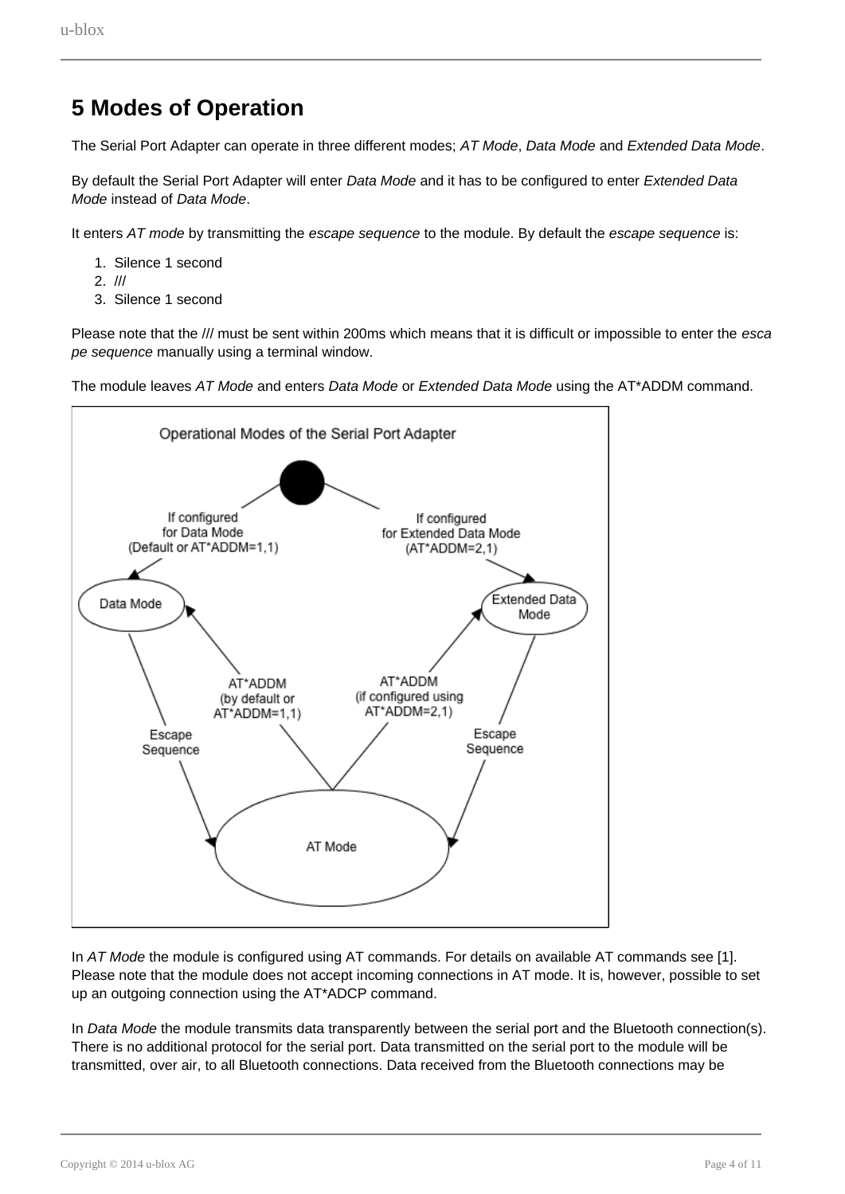// The diagram sits in the page between the "AT*ADDM command" line and the "In AT Mode" paragraph. No image was detected for it, so there is no image_ref to place and its labels are left out.
# 5 Modes of Operation

The Serial Port Adapter can operate in three different modes; *AT Mode*, *Data Mode* and *Extended Data Mode*.

By default the Serial Port Adapter will enter *Data Mode* and it has to be configured to enter *Extended Data Mode* instead of *Data Mode*.

It enters *AT mode* by transmitting the *escape sequence* to the module. By default the *escape sequence* is:

1. Silence 1 second
2. ///
3. Silence 1 second

Please note that the /// must be sent within 200ms which means that it is difficult or impossible to enter the *escape sequence* manually using a terminal window.

The module leaves *AT Mode* and enters *Data Mode* or *Extended Data Mode* using the AT*ADDM command.

In *AT Mode* the module is configured using AT commands. For details on available AT commands see [1]. Please note that the module does not accept incoming connections in AT mode. It is, however, possible to set up an outgoing connection using the AT*ADCP command.

In *Data Mode* the module transmits data transparently between the serial port and the Bluetooth connection(s). There is no additional protocol for the serial port. Data transmitted on the serial port to the module will be transmitted, over air, to all Bluetooth connections. Data received from the Bluetooth connections may be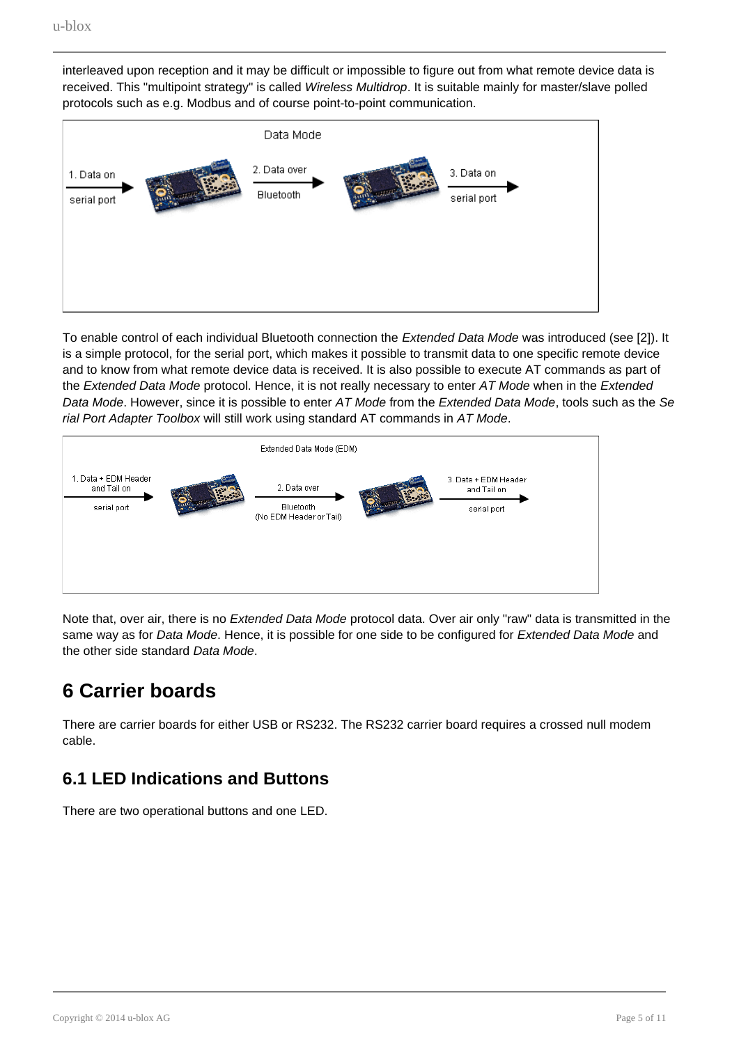interleaved upon reception and it may be difficult or impossible to figure out from what remote device data is received. This "multipoint strategy" is called *Wireless Multidrop*. It is suitable mainly for master/slave polled protocols such as e.g. Modbus and of course point-to-point communication.

Data Mode

1. Data on serial port → 2. Data over Bluetooth → 3. Data on serial port

To enable control of each individual Bluetooth connection the *Extended Data Mode* was introduced (see [2]). It is a simple protocol, for the serial port, which makes it possible to transmit data to one specific remote device and to know from what remote device data is received. It is also possible to execute AT commands as part of the *Extended Data Mode* protocol. Hence, it is not really necessary to enter *AT Mode* when in the *Extended Data Mode*. However, since it is possible to enter *AT Mode* from the *Extended Data Mode*, tools such as the *Serial Port Adapter Toolbox* will still work using standard AT commands in *AT Mode*.

Extended Data Mode (EDM)

1. Data + EDM Header and Tail on serial port → 2. Data over Bluetooth (No EDM Header or Tail) → 3. Data + EDM Header and Tail on serial port

Note that, over air, there is no *Extended Data Mode* protocol data. Over air only "raw" data is transmitted in the same way as for *Data Mode*. Hence, it is possible for one side to be configured for *Extended Data Mode* and the other side standard *Data Mode*.

# 6 Carrier boards

There are carrier boards for either USB or RS232. The RS232 carrier board requires a crossed null modem cable.

## 6.1 LED Indications and Buttons

There are two operational buttons and one LED.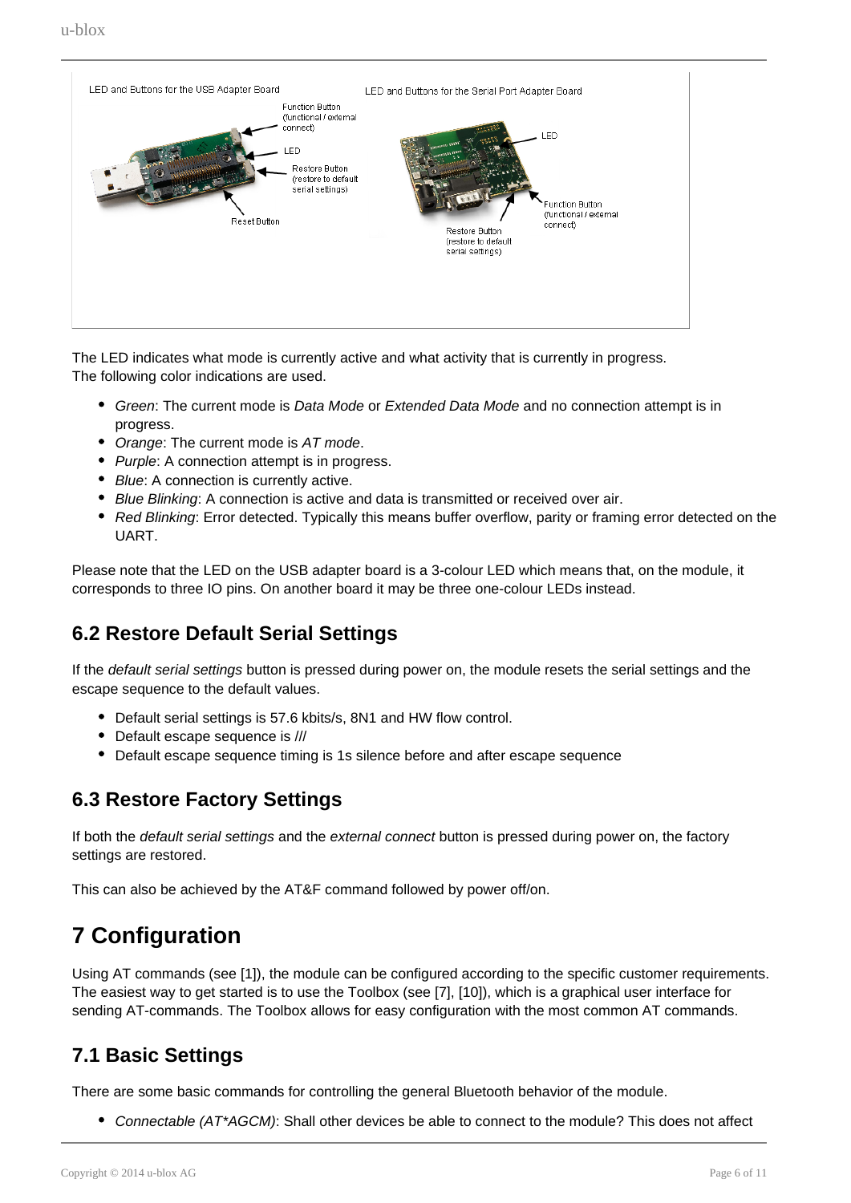The LED indicates what mode is currently active and what activity that is currently in progress.
The following color indications are used.

- *Green*: The current mode is *Data Mode* or *Extended Data Mode* and no connection attempt is in progress.
- *Orange*: The current mode is *AT mode*.
- *Purple*: A connection attempt is in progress.
- *Blue*: A connection is currently active.
- *Blue Blinking*: A connection is active and data is transmitted or received over air.
- *Red Blinking*: Error detected. Typically this means buffer overflow, parity or framing error detected on the UART.

Please note that the LED on the USB adapter board is a 3-colour LED which means that, on the module, it corresponds to three IO pins. On another board it may be three one-colour LEDs instead.

## 6.2 Restore Default Serial Settings

If the *default serial settings* button is pressed during power on, the module resets the serial settings and the escape sequence to the default values.

- Default serial settings is 57.6 kbits/s, 8N1 and HW flow control.
- Default escape sequence is ///
- Default escape sequence timing is 1s silence before and after escape sequence

## 6.3 Restore Factory Settings

If both the *default serial settings* and the *external connect* button is pressed during power on, the factory settings are restored.

This can also be achieved by the AT&F command followed by power off/on.

# 7 Configuration

Using AT commands (see [1]), the module can be configured according to the specific customer requirements. The easiest way to get started is to use the Toolbox (see [7], [10]), which is a graphical user interface for sending AT-commands. The Toolbox allows for easy configuration with the most common AT commands.

## 7.1 Basic Settings

There are some basic commands for controlling the general Bluetooth behavior of the module.

- *Connectable (AT*AGCM)*: Shall other devices be able to connect to the module? This does not affect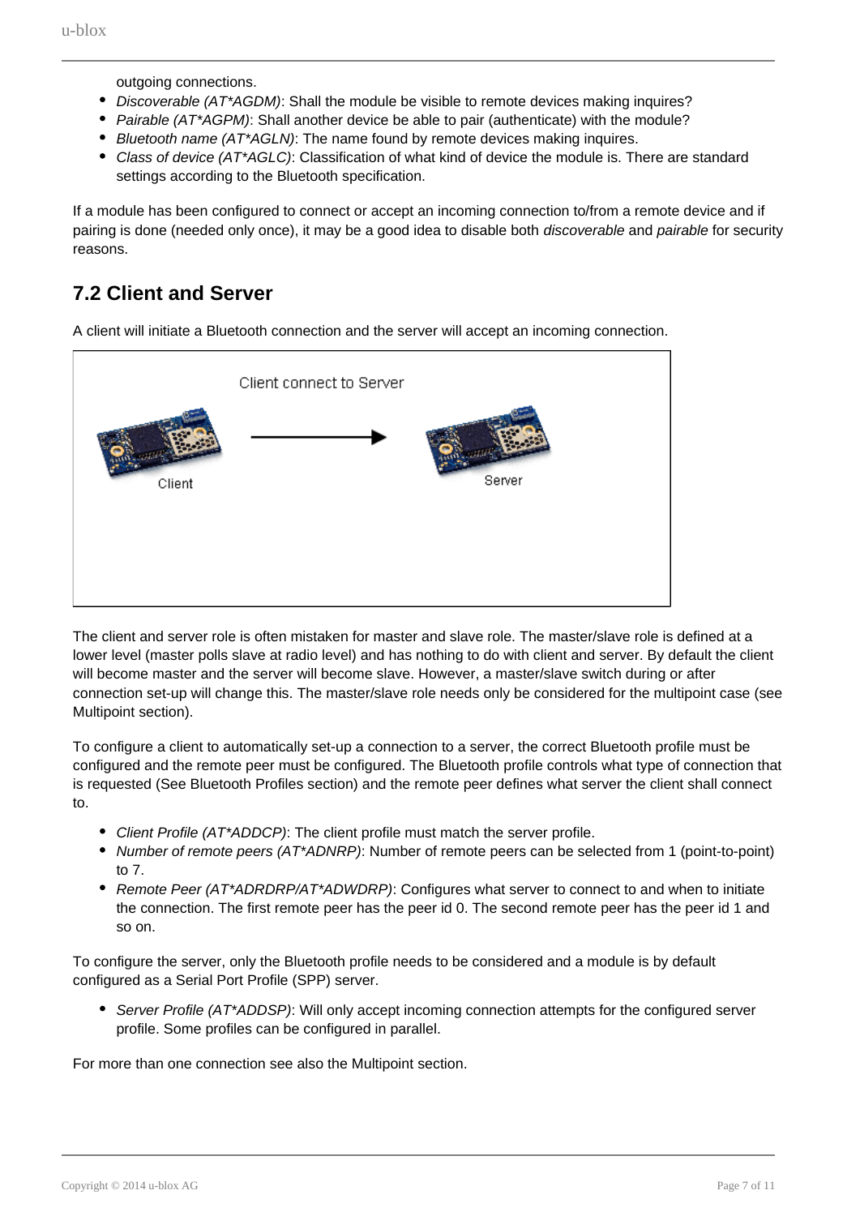outgoing connections.

- *Discoverable (AT*AGDM)*: Shall the module be visible to remote devices making inquires?
- *Pairable (AT*AGPM)*: Shall another device be able to pair (authenticate) with the module?
- *Bluetooth name (AT*AGLN)*: The name found by remote devices making inquires.
- *Class of device (AT*AGLC)*: Classification of what kind of device the module is. There are standard settings according to the Bluetooth specification.

If a module has been configured to connect or accept an incoming connection to/from a remote device and if pairing is done (needed only once), it may be a good idea to disable both *discoverable* and *pairable* for security reasons.

## 7.2 Client and Server

A client will initiate a Bluetooth connection and the server will accept an incoming connection.

Client connect to Server

Client → Server

The client and server role is often mistaken for master and slave role. The master/slave role is defined at a lower level (master polls slave at radio level) and has nothing to do with client and server. By default the client will become master and the server will become slave. However, a master/slave switch during or after connection set-up will change this. The master/slave role needs only be considered for the multipoint case (see Multipoint section).

To configure a client to automatically set-up a connection to a server, the correct Bluetooth profile must be configured and the remote peer must be configured. The Bluetooth profile controls what type of connection that is requested (See Bluetooth Profiles section) and the remote peer defines what server the client shall connect to.

- *Client Profile (AT*ADDCP)*: The client profile must match the server profile.
- *Number of remote peers (AT*ADNRP)*: Number of remote peers can be selected from 1 (point-to-point) to 7.
- *Remote Peer (AT*ADRDRP/AT*ADWDRP)*: Configures what server to connect to and when to initiate the connection. The first remote peer has the peer id 0. The second remote peer has the peer id 1 and so on.

To configure the server, only the Bluetooth profile needs to be considered and a module is by default configured as a Serial Port Profile (SPP) server.

- *Server Profile (AT*ADDSP)*: Will only accept incoming connection attempts for the configured server profile. Some profiles can be configured in parallel.

For more than one connection see also the Multipoint section.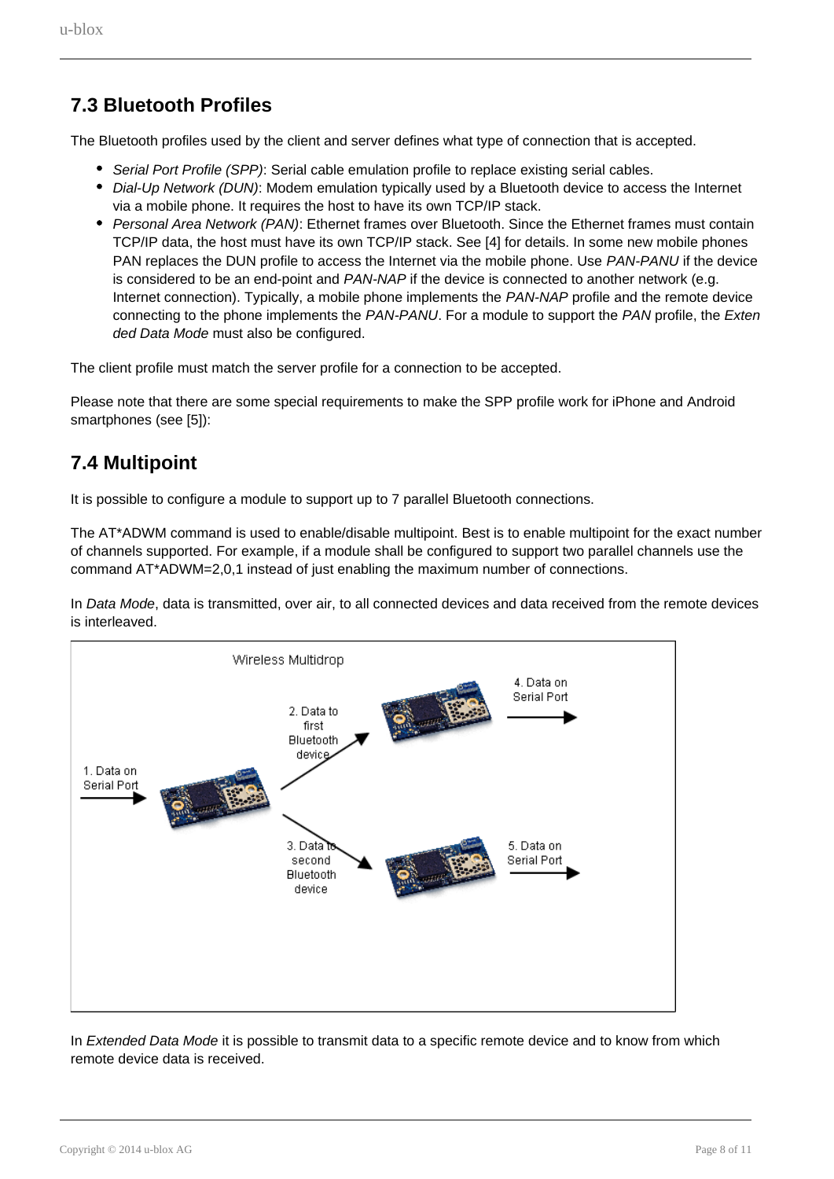## 7.3 Bluetooth Profiles

The Bluetooth profiles used by the client and server defines what type of connection that is accepted.

- *Serial Port Profile (SPP)*: Serial cable emulation profile to replace existing serial cables.
- *Dial-Up Network (DUN)*: Modem emulation typically used by a Bluetooth device to access the Internet via a mobile phone. It requires the host to have its own TCP/IP stack.
- *Personal Area Network (PAN)*: Ethernet frames over Bluetooth. Since the Ethernet frames must contain TCP/IP data, the host must have its own TCP/IP stack. See [4] for details. In some new mobile phones PAN replaces the DUN profile to access the Internet via the mobile phone. Use *PAN-PANU* if the device is considered to be an end-point and *PAN-NAP* if the device is connected to another network (e.g. Internet connection). Typically, a mobile phone implements the *PAN-NAP* profile and the remote device connecting to the phone implements the *PAN-PANU*. For a module to support the *PAN* profile, the *Extended Data Mode* must also be configured.

The client profile must match the server profile for a connection to be accepted.

Please note that there are some special requirements to make the SPP profile work for iPhone and Android smartphones (see [5]):

## 7.4 Multipoint

It is possible to configure a module to support up to 7 parallel Bluetooth connections.

The AT*ADWM command is used to enable/disable multipoint. Best is to enable multipoint for the exact number of channels supported. For example, if a module shall be configured to support two parallel channels use the command AT*ADWM=2,0,1 instead of just enabling the maximum number of connections.

In *Data Mode*, data is transmitted, over air, to all connected devices and data received from the remote devices is interleaved.

Wireless Multidrop

1. Data on Serial Port
2. Data to first Bluetooth device
3. Data to second Bluetooth device
4. Data on Serial Port
5. Data on Serial Port

In *Extended Data Mode* it is possible to transmit data to a specific remote device and to know from which remote device data is received.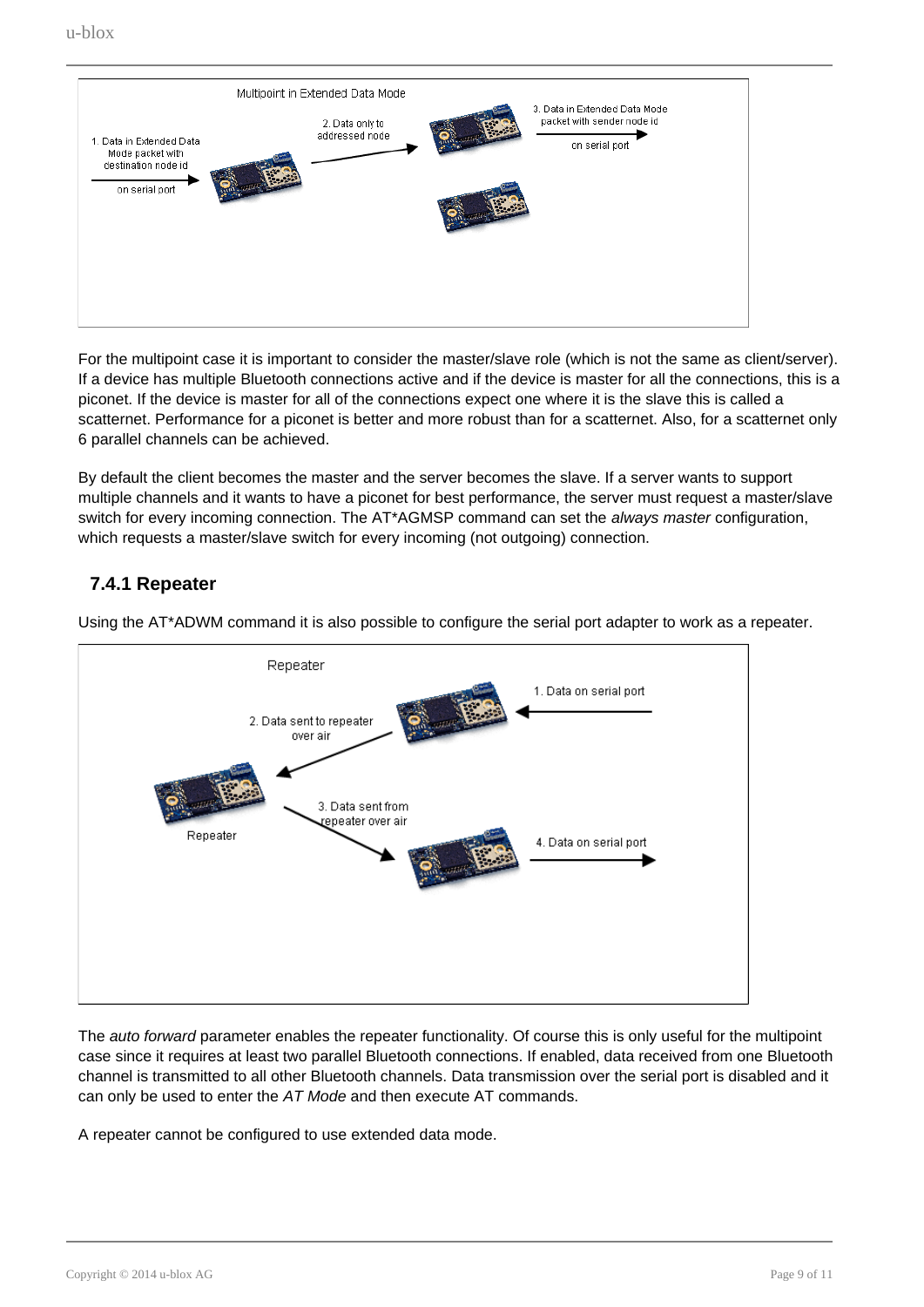For the multipoint case it is important to consider the master/slave role (which is not the same as client/server). If a device has multiple Bluetooth connections active and if the device is master for all the connections, this is a piconet. If the device is master for all of the connections expect one where it is the slave this is called a scatternet. Performance for a piconet is better and more robust than for a scatternet. Also, for a scatternet only 6 parallel channels can be achieved.

By default the client becomes the master and the server becomes the slave. If a server wants to support multiple channels and it wants to have a piconet for best performance, the server must request a master/slave switch for every incoming connection. The AT*AGMSP command can set the *always master* configuration, which requests a master/slave switch for every incoming (not outgoing) connection.

### 7.4.1 Repeater

Using the AT*ADWM command it is also possible to configure the serial port adapter to work as a repeater.

The *auto forward* parameter enables the repeater functionality. Of course this is only useful for the multipoint case since it requires at least two parallel Bluetooth connections. If enabled, data received from one Bluetooth channel is transmitted to all other Bluetooth channels. Data transmission over the serial port is disabled and it can only be used to enter the *AT Mode* and then execute AT commands.

A repeater cannot be configured to use extended data mode.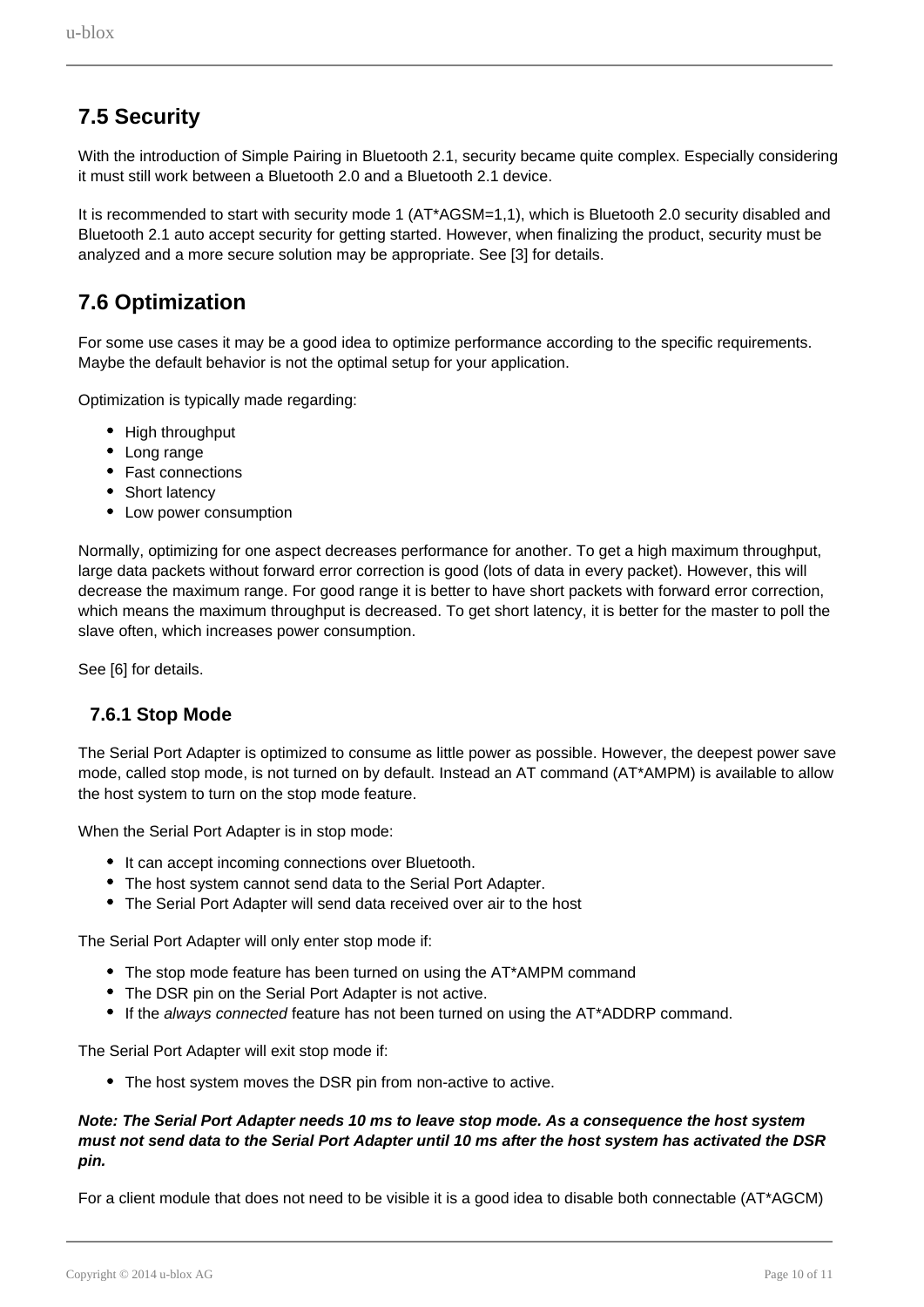## 7.5 Security

With the introduction of Simple Pairing in Bluetooth 2.1, security became quite complex. Especially considering it must still work between a Bluetooth 2.0 and a Bluetooth 2.1 device.

It is recommended to start with security mode 1 (AT*AGSM=1,1), which is Bluetooth 2.0 security disabled and Bluetooth 2.1 auto accept security for getting started. However, when finalizing the product, security must be analyzed and a more secure solution may be appropriate. See [3] for details.

## 7.6 Optimization

For some use cases it may be a good idea to optimize performance according to the specific requirements. Maybe the default behavior is not the optimal setup for your application.

Optimization is typically made regarding:

- High throughput
- Long range
- Fast connections
- Short latency
- Low power consumption

Normally, optimizing for one aspect decreases performance for another. To get a high maximum throughput, large data packets without forward error correction is good (lots of data in every packet). However, this will decrease the maximum range. For good range it is better to have short packets with forward error correction, which means the maximum throughput is decreased. To get short latency, it is better for the master to poll the slave often, which increases power consumption.

See [6] for details.

### 7.6.1 Stop Mode

The Serial Port Adapter is optimized to consume as little power as possible. However, the deepest power save mode, called stop mode, is not turned on by default. Instead an AT command (AT*AMPM) is available to allow the host system to turn on the stop mode feature.

When the Serial Port Adapter is in stop mode:

- It can accept incoming connections over Bluetooth.
- The host system cannot send data to the Serial Port Adapter.
- The Serial Port Adapter will send data received over air to the host

The Serial Port Adapter will only enter stop mode if:

- The stop mode feature has been turned on using the AT*AMPM command
- The DSR pin on the Serial Port Adapter is not active.
- If the *always connected* feature has not been turned on using the AT*ADDRP command.

The Serial Port Adapter will exit stop mode if:

- The host system moves the DSR pin from non-active to active.

***Note: The Serial Port Adapter needs 10 ms to leave stop mode. As a consequence the host system must not send data to the Serial Port Adapter until 10 ms after the host system has activated the DSR pin.***

For a client module that does not need to be visible it is a good idea to disable both connectable (AT*AGCM)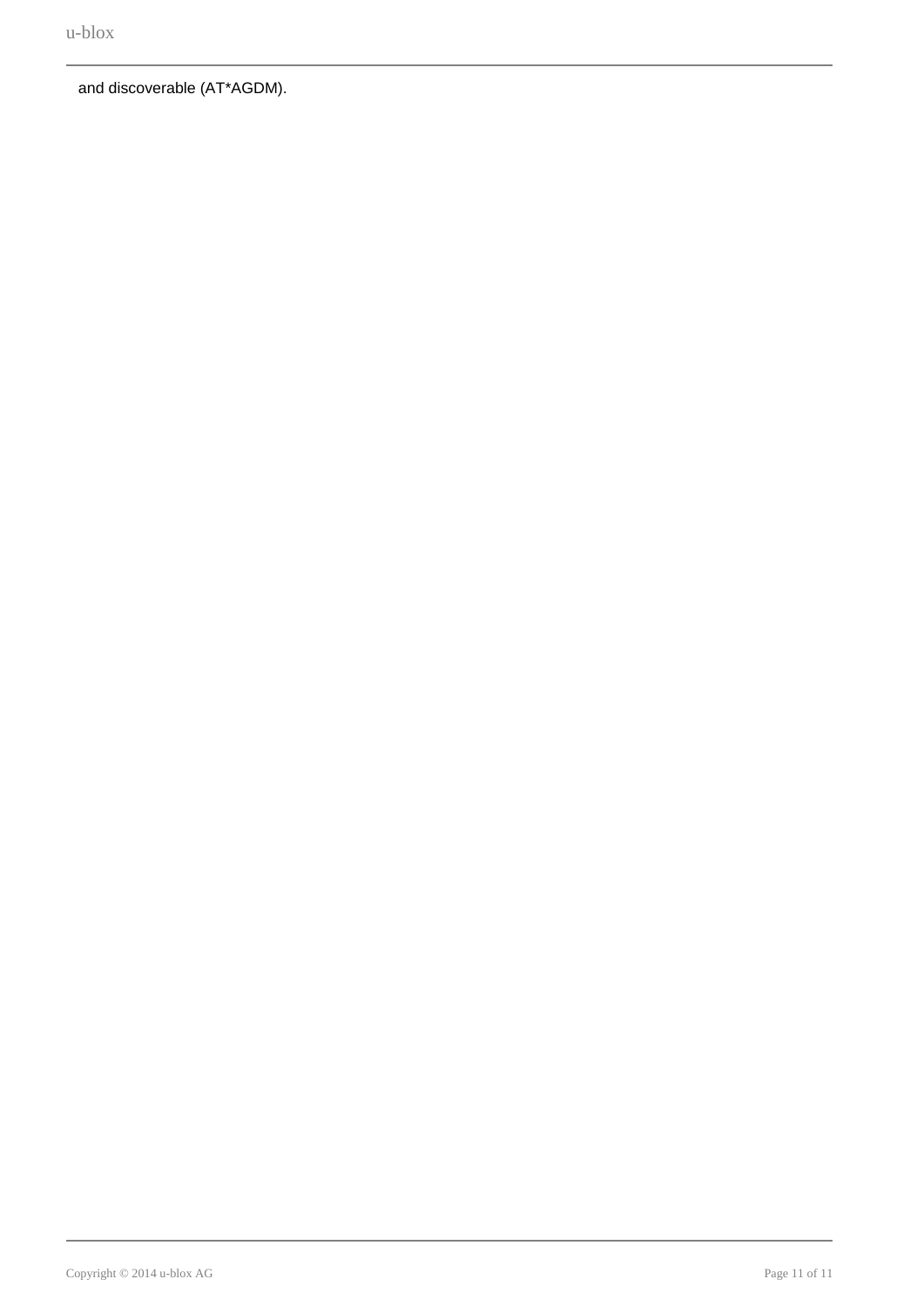and discoverable (AT*AGDM).